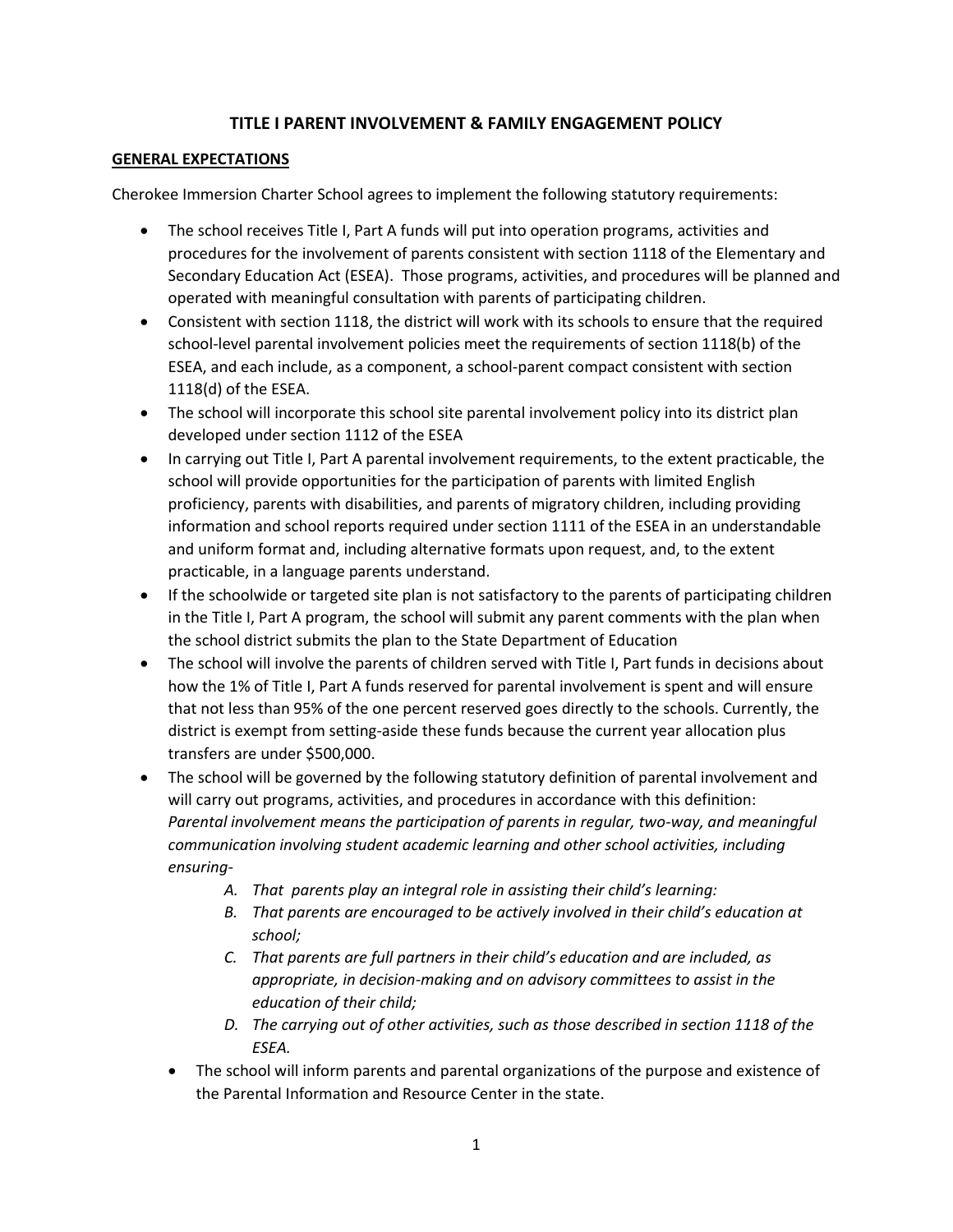# TITLE I PARENT INVOLVEMENT & FAMILY ENGAGEMENT POLICY

## GENERAL EXPECTATIONS

Cherokee Immersion Charter School agrees to implement the following statutory requirements:

- The school receives Title I, Part A funds will put into operation programs, activities and procedures for the involvement of parents consistent with section 1118 of the Elementary and Secondary Education Act (ESEA). Those programs, activities, and procedures will be planned and operated with meaningful consultation with parents of participating children.
- Consistent with section 1118, the district will work with its schools to ensure that the required school-level parental involvement policies meet the requirements of section 1118(b) of the ESEA, and each include, as a component, a school-parent compact consistent with section 1118(d) of the ESEA.
- The school will incorporate this school site parental involvement policy into its district plan developed under section 1112 of the ESEA
- In carrying out Title I, Part A parental involvement requirements, to the extent practicable, the school will provide opportunities for the participation of parents with limited English proficiency, parents with disabilities, and parents of migratory children, including providing information and school reports required under section 1111 of the ESEA in an understandable and uniform format and, including alternative formats upon request, and, to the extent practicable, in a language parents understand.
- If the schoolwide or targeted site plan is not satisfactory to the parents of participating children in the Title I, Part A program, the school will submit any parent comments with the plan when the school district submits the plan to the State Department of Education
- The school will involve the parents of children served with Title I, Part funds in decisions about how the 1% of Title I, Part A funds reserved for parental involvement is spent and will ensure that not less than 95% of the one percent reserved goes directly to the schools. Currently, the district is exempt from setting-aside these funds because the current year allocation plus transfers are under $500,000.
- The school will be governed by the following statutory definition of parental involvement and will carry out programs, activities, and procedures in accordance with this definition: *Parental involvement means the participation of parents in regular, two-way, and meaningful communication involving student academic learning and other school activities, including ensuring-*
    - *A. That parents play an integral role in assisting their child's learning:*
    - *B. That parents are encouraged to be actively involved in their child's education at school;*
    - *C. That parents are full partners in their child's education and are included, as appropriate, in decision-making and on advisory committees to assist in the education of their child;*
    - *D. The carrying out of other activities, such as those described in section 1118 of the ESEA.*
- The school will inform parents and parental organizations of the purpose and existence of the Parental Information and Resource Center in the state.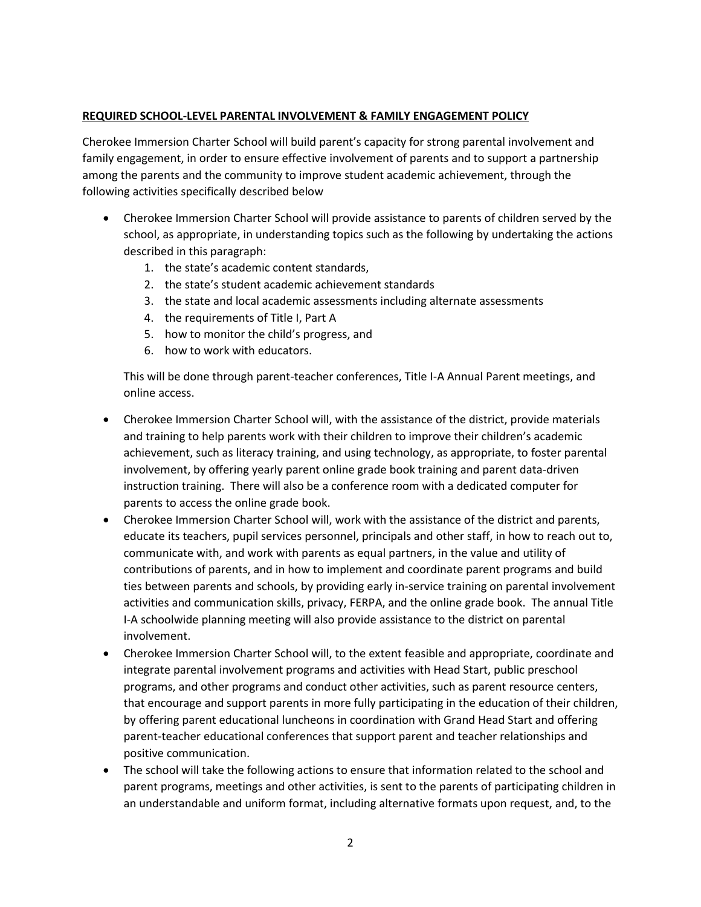**REQUIRED SCHOOL-LEVEL PARENTAL INVOLVEMENT & FAMILY ENGAGEMENT POLICY**

Cherokee Immersion Charter School will build parent's capacity for strong parental involvement and family engagement, in order to ensure effective involvement of parents and to support a partnership among the parents and the community to improve student academic achievement, through the following activities specifically described below

- Cherokee Immersion Charter School will provide assistance to parents of children served by the school, as appropriate, in understanding topics such as the following by undertaking the actions described in this paragraph:
    1. the state's academic content standards,
    2. the state's student academic achievement standards
    3. the state and local academic assessments including alternate assessments
    4. the requirements of Title I, Part A
    5. how to monitor the child's progress, and
    6. how to work with educators.

  This will be done through parent-teacher conferences, Title I-A Annual Parent meetings, and online access.

- Cherokee Immersion Charter School will, with the assistance of the district, provide materials and training to help parents work with their children to improve their children's academic achievement, such as literacy training, and using technology, as appropriate, to foster parental involvement, by offering yearly parent online grade book training and parent data-driven instruction training. There will also be a conference room with a dedicated computer for parents to access the online grade book.
- Cherokee Immersion Charter School will, work with the assistance of the district and parents, educate its teachers, pupil services personnel, principals and other staff, in how to reach out to, communicate with, and work with parents as equal partners, in the value and utility of contributions of parents, and in how to implement and coordinate parent programs and build ties between parents and schools, by providing early in-service training on parental involvement activities and communication skills, privacy, FERPA, and the online grade book. The annual Title I-A schoolwide planning meeting will also provide assistance to the district on parental involvement.
- Cherokee Immersion Charter School will, to the extent feasible and appropriate, coordinate and integrate parental involvement programs and activities with Head Start, public preschool programs, and other programs and conduct other activities, such as parent resource centers, that encourage and support parents in more fully participating in the education of their children, by offering parent educational luncheons in coordination with Grand Head Start and offering parent-teacher educational conferences that support parent and teacher relationships and positive communication.
- The school will take the following actions to ensure that information related to the school and parent programs, meetings and other activities, is sent to the parents of participating children in an understandable and uniform format, including alternative formats upon request, and, to the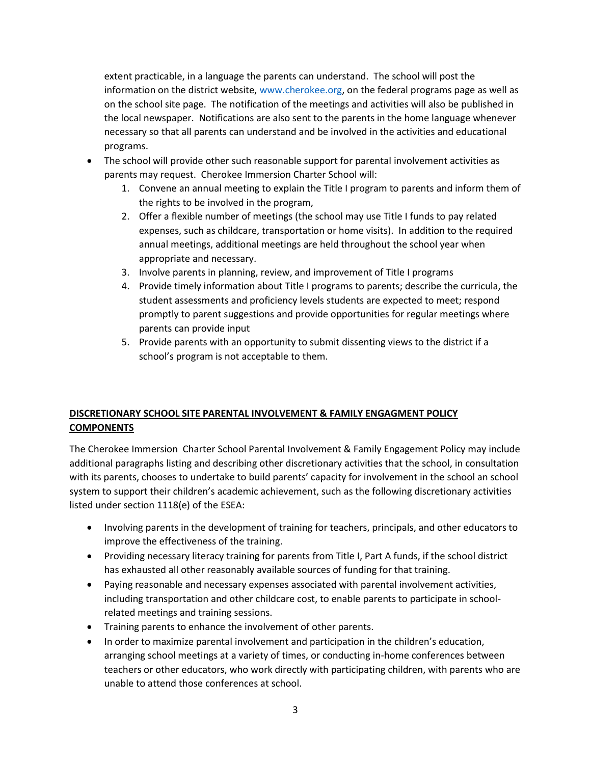extent practicable, in a language the parents can understand. The school will post the information on the district website, [www.cherokee.org](http://www.cherokee.org), on the federal programs page as well as on the school site page. The notification of the meetings and activities will also be published in the local newspaper. Notifications are also sent to the parents in the home language whenever necessary so that all parents can understand and be involved in the activities and educational programs.

- The school will provide other such reasonable support for parental involvement activities as parents may request. Cherokee Immersion Charter School will:
  1. Convene an annual meeting to explain the Title I program to parents and inform them of the rights to be involved in the program,
  2. Offer a flexible number of meetings (the school may use Title I funds to pay related expenses, such as childcare, transportation or home visits). In addition to the required annual meetings, additional meetings are held throughout the school year when appropriate and necessary.
  3. Involve parents in planning, review, and improvement of Title I programs
  4. Provide timely information about Title I programs to parents; describe the curricula, the student assessments and proficiency levels students are expected to meet; respond promptly to parent suggestions and provide opportunities for regular meetings where parents can provide input
  5. Provide parents with an opportunity to submit dissenting views to the district if a school's program is not acceptable to them.

## DISCRETIONARY SCHOOL SITE PARENTAL INVOLVEMENT & FAMILY ENGAGMENT POLICY COMPONENTS

The Cherokee Immersion Charter School Parental Involvement & Family Engagement Policy may include additional paragraphs listing and describing other discretionary activities that the school, in consultation with its parents, chooses to undertake to build parents' capacity for involvement in the school an school system to support their children's academic achievement, such as the following discretionary activities listed under section 1118(e) of the ESEA:

- Involving parents in the development of training for teachers, principals, and other educators to improve the effectiveness of the training.
- Providing necessary literacy training for parents from Title I, Part A funds, if the school district has exhausted all other reasonably available sources of funding for that training.
- Paying reasonable and necessary expenses associated with parental involvement activities, including transportation and other childcare cost, to enable parents to participate in school-related meetings and training sessions.
- Training parents to enhance the involvement of other parents.
- In order to maximize parental involvement and participation in the children's education, arranging school meetings at a variety of times, or conducting in-home conferences between teachers or other educators, who work directly with participating children, with parents who are unable to attend those conferences at school.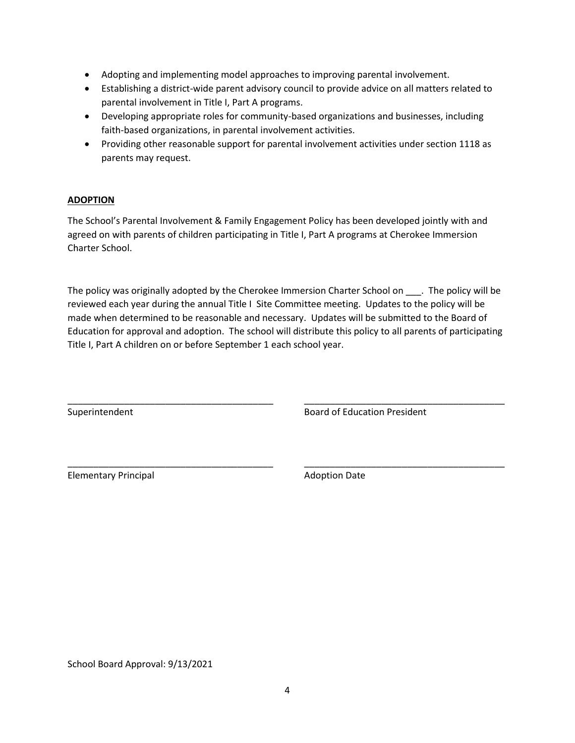- Adopting and implementing model approaches to improving parental involvement.
- Establishing a district-wide parent advisory council to provide advice on all matters related to parental involvement in Title I, Part A programs.
- Developing appropriate roles for community-based organizations and businesses, including faith-based organizations, in parental involvement activities.
- Providing other reasonable support for parental involvement activities under section 1118 as parents may request.

**ADOPTION**

The School's Parental Involvement & Family Engagement Policy has been developed jointly with and agreed on with parents of children participating in Title I, Part A programs at Cherokee Immersion Charter School.

The policy was originally adopted by the Cherokee Immersion Charter School on ___. The policy will be reviewed each year during the annual Title I Site Committee meeting. Updates to the policy will be made when determined to be reasonable and necessary. Updates will be submitted to the Board of Education for approval and adoption. The school will distribute this policy to all parents of participating Title I, Part A children on or before September 1 each school year.

________________________________________
Superintendent

________________________________________
Board of Education President

________________________________________
Elementary Principal

________________________________________
Adoption Date

School Board Approval: 9/13/2021